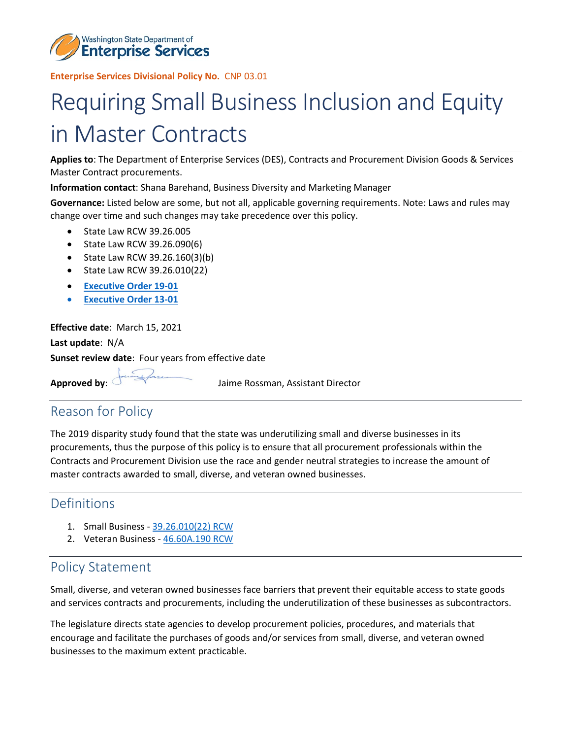**Enterprise Services Divisional Policy No.** CNP 03.01

# Requiring Small Business Inclusion and Equity in Master Contracts

**Applies to**: The Department of Enterprise Services (DES), Contracts and Procurement Division Goods & Services Master Contract procurements.

**Information contact**: Shana Barehand, Business Diversity and Marketing Manager

**Governance:** Listed below are some, but not all, applicable governing requirements. Note: Laws and rules may change over time and such changes may take precedence over this policy.

- State Law RCW 39.26.005
- State Law RCW 39.26.090(6)
- State Law RCW 39.26.160(3)(b)
- State Law RCW 39.26.010(22)
- **Executive Order 19-01**
- **Executive Order 13-01**

**Effective date**: March 15, 2021

**Last update**: N/A

**Sunset review date**: Four years from effective date

**Approved by**: Jaime Rossman, Assistant Director

## Reason for Policy

The 2019 disparity study found that the state was underutilizing small and diverse businesses in its procurements, thus the purpose of this policy is to ensure that all procurement professionals within the Contracts and Procurement Division use the race and gender neutral strategies to increase the amount of master contracts awarded to small, diverse, and veteran owned businesses.

## Definitions

1. Small Business - 39.26.010(22) RCW
2. Veteran Business - 46.60A.190 RCW

## Policy Statement

Small, diverse, and veteran owned businesses face barriers that prevent their equitable access to state goods and services contracts and procurements, including the underutilization of these businesses as subcontractors.

The legislature directs state agencies to develop procurement policies, procedures, and materials that encourage and facilitate the purchases of goods and/or services from small, diverse, and veteran owned businesses to the maximum extent practicable.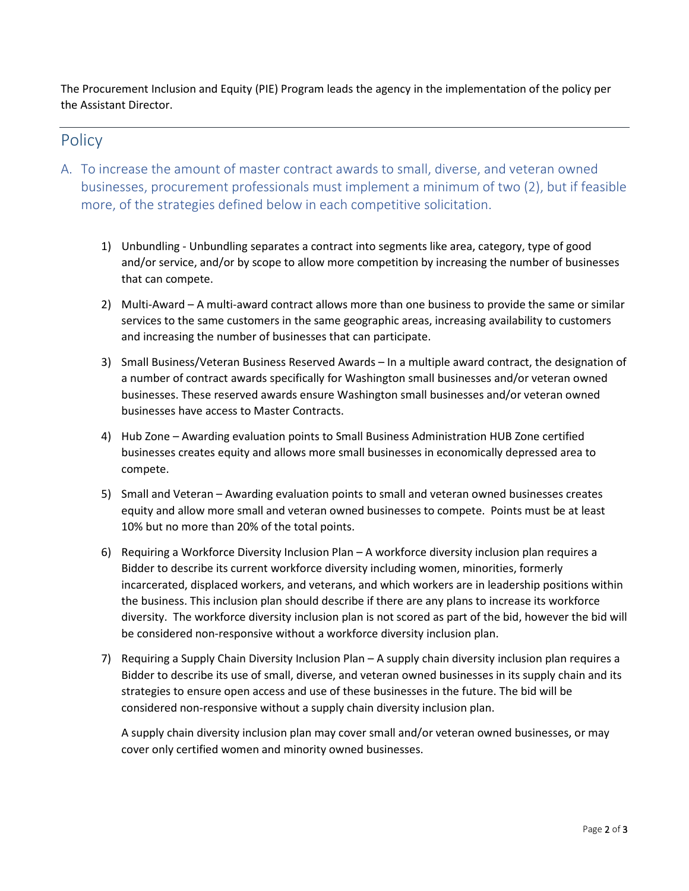The Procurement Inclusion and Equity (PIE) Program leads the agency in the implementation of the policy per the Assistant Director.

## Policy

A. To increase the amount of master contract awards to small, diverse, and veteran owned businesses, procurement professionals must implement a minimum of two (2), but if feasible more, of the strategies defined below in each competitive solicitation.

1) Unbundling - Unbundling separates a contract into segments like area, category, type of good and/or service, and/or by scope to allow more competition by increasing the number of businesses that can compete.

2) Multi-Award – A multi-award contract allows more than one business to provide the same or similar services to the same customers in the same geographic areas, increasing availability to customers and increasing the number of businesses that can participate.

3) Small Business/Veteran Business Reserved Awards – In a multiple award contract, the designation of a number of contract awards specifically for Washington small businesses and/or veteran owned businesses. These reserved awards ensure Washington small businesses and/or veteran owned businesses have access to Master Contracts.

4) Hub Zone – Awarding evaluation points to Small Business Administration HUB Zone certified businesses creates equity and allows more small businesses in economically depressed area to compete.

5) Small and Veteran – Awarding evaluation points to small and veteran owned businesses creates equity and allow more small and veteran owned businesses to compete. Points must be at least 10% but no more than 20% of the total points.

6) Requiring a Workforce Diversity Inclusion Plan – A workforce diversity inclusion plan requires a Bidder to describe its current workforce diversity including women, minorities, formerly incarcerated, displaced workers, and veterans, and which workers are in leadership positions within the business. This inclusion plan should describe if there are any plans to increase its workforce diversity. The workforce diversity inclusion plan is not scored as part of the bid, however the bid will be considered non-responsive without a workforce diversity inclusion plan.

7) Requiring a Supply Chain Diversity Inclusion Plan – A supply chain diversity inclusion plan requires a Bidder to describe its use of small, diverse, and veteran owned businesses in its supply chain and its strategies to ensure open access and use of these businesses in the future. The bid will be considered non-responsive without a supply chain diversity inclusion plan.

   A supply chain diversity inclusion plan may cover small and/or veteran owned businesses, or may cover only certified women and minority owned businesses.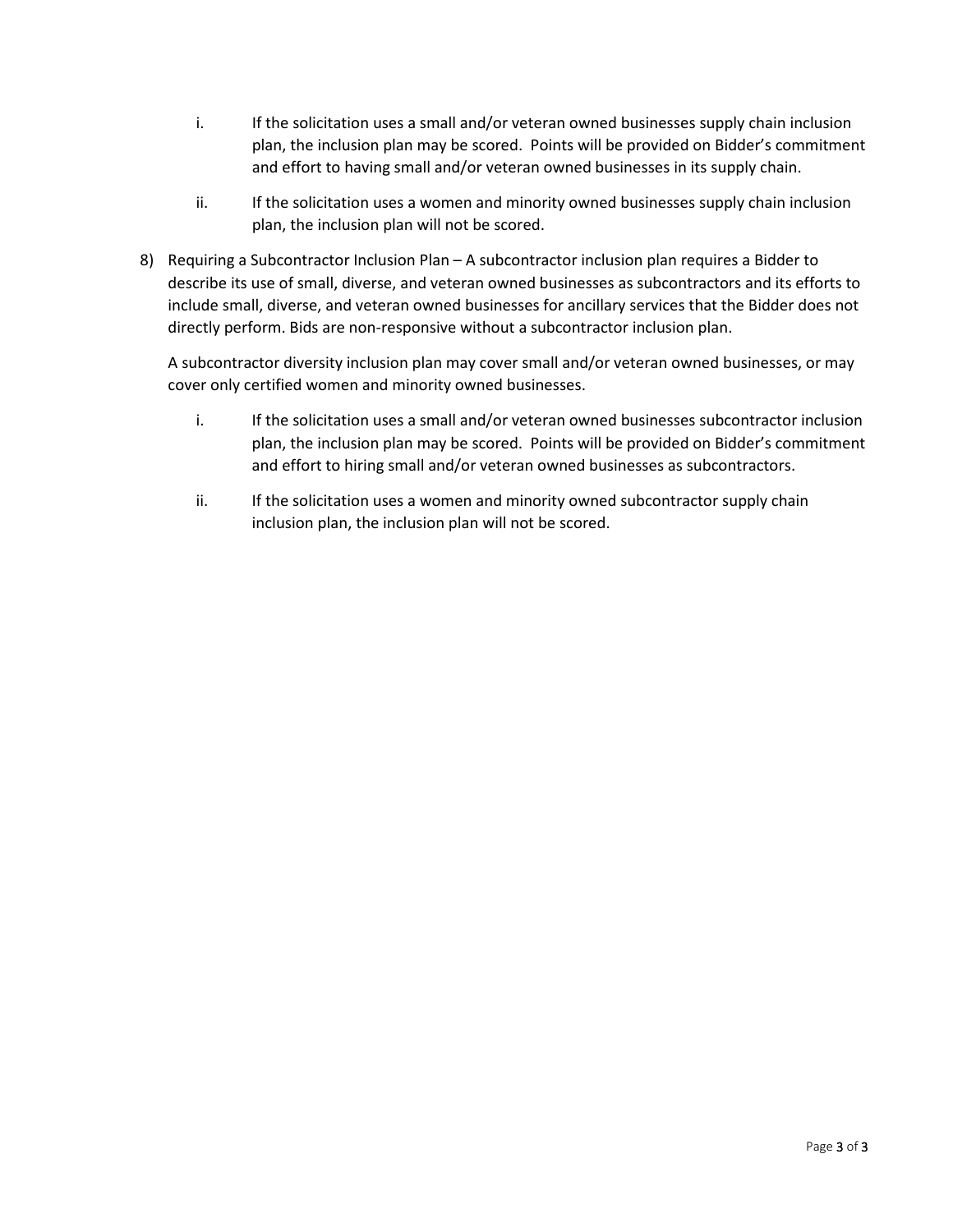i. If the solicitation uses a small and/or veteran owned businesses supply chain inclusion plan, the inclusion plan may be scored. Points will be provided on Bidder's commitment and effort to having small and/or veteran owned businesses in its supply chain.

   ii. If the solicitation uses a women and minority owned businesses supply chain inclusion plan, the inclusion plan will not be scored.

8) Requiring a Subcontractor Inclusion Plan – A subcontractor inclusion plan requires a Bidder to describe its use of small, diverse, and veteran owned businesses as subcontractors and its efforts to include small, diverse, and veteran owned businesses for ancillary services that the Bidder does not directly perform. Bids are non-responsive without a subcontractor inclusion plan.

   A subcontractor diversity inclusion plan may cover small and/or veteran owned businesses, or may cover only certified women and minority owned businesses.

   i. If the solicitation uses a small and/or veteran owned businesses subcontractor inclusion plan, the inclusion plan may be scored. Points will be provided on Bidder's commitment and effort to hiring small and/or veteran owned businesses as subcontractors.

   ii. If the solicitation uses a women and minority owned subcontractor supply chain inclusion plan, the inclusion plan will not be scored.